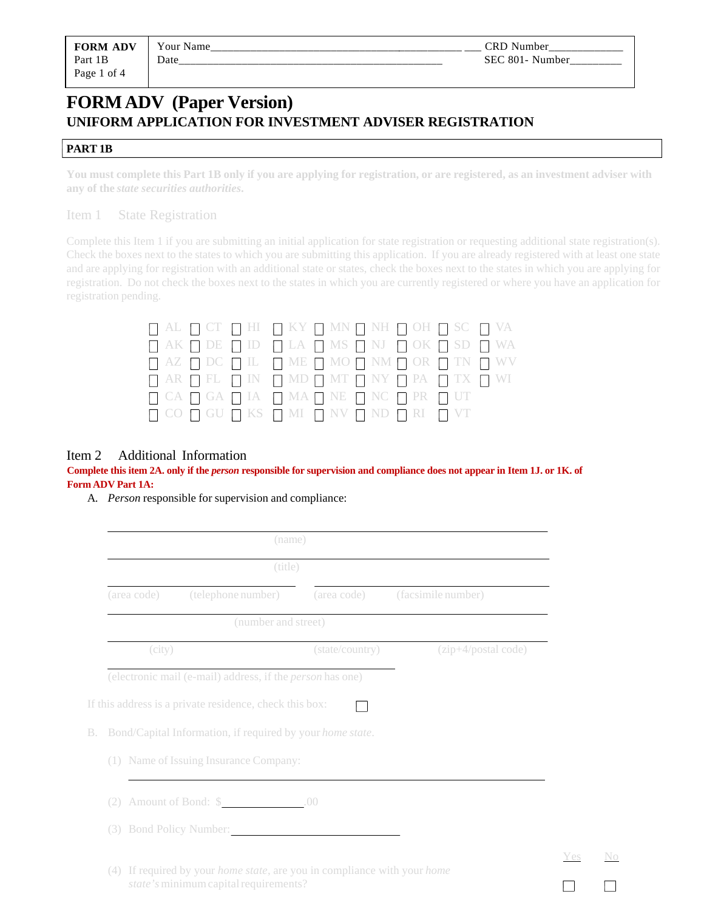| **FORM ADV** Part 1B | Your Name_______________________________________________ ___ | CRD Number____________ |
|---|---|---|
| | Date_______________________________________________ | SEC 801- Number_________ |

# FORM ADV (Paper Version)

## UNIFORM APPLICATION FOR INVESTMENT ADVISER REGISTRATION

### PART 1B

**You must complete this Part 1B only if you are applying for registration, or are registered, as an investment adviser with any of the *state securities authorities*.**

### Item 1 State Registration

Complete this Item 1 if you are submitting an initial application for state registration or requesting additional state registration(s). Check the boxes next to the states to which you are submitting this application. If you are already registered with at least one state and are applying for registration with an additional state or states, check the boxes next to the states in which you are applying for registration. Do not check the boxes next to the states in which you are currently registered or where you have an application for registration pending.

| | | | | | | | | |
|---|---|---|---|---|---|---|---|---|
| ☐ AL | ☐ CT | ☐ HI | ☐ KY | ☐ MN | ☐ NH | ☐ OH | ☐ SC | ☐ VA |
| ☐ AK | ☐ DE | ☐ ID | ☐ LA | ☐ MS | ☐ NJ | ☐ OK | ☐ SD | ☐ WA |
| ☐ AZ | ☐ DC | ☐ IL | ☐ ME | ☐ MO | ☐ NM | ☐ OR | ☐ TN | ☐ WV |
| ☐ AR | ☐ FL | ☐ IN | ☐ MD | ☐ MT | ☐ NY | ☐ PA | ☐ TX | ☐ WI |
| ☐ CA | ☐ GA | ☐ IA | ☐ MA | ☐ NE | ☐ NC | ☐ PR | ☐ UT | |
| ☐ CO | ☐ GU | ☐ KS | ☐ MI | ☐ NV | ☐ ND | ☐ RI | ☐ VT | |

### Item 2 Additional Information

**Complete this item 2A. only if the *person* responsible for supervision and compliance does not appear in Item 1J. or 1K. of Form ADV Part 1A:**

A. *Person* responsible for supervision and compliance:

______________________________________________________
(name)

______________________________________________________
(title)

__________________________ __________________________
(area code) (telephone number) (area code) (facsimile number)

______________________________________________________
(number and street)

______________________________________________________
(city) (state/country) (zip+4/postal code)

______________________________________________________
(electronic mail (e-mail) address, if the *person* has one)

If this address is a private residence, check this box: ☐

B. Bond/Capital Information, if required by your *home state*.

(1) Name of Issuing Insurance Company:

______________________________________________________

(2) Amount of Bond: $______________.00

(3) Bond Policy Number: ____________________________

(4) If required by your *home state*, are you in compliance with your *home state's* minimum capital requirements? Yes ☐ No ☐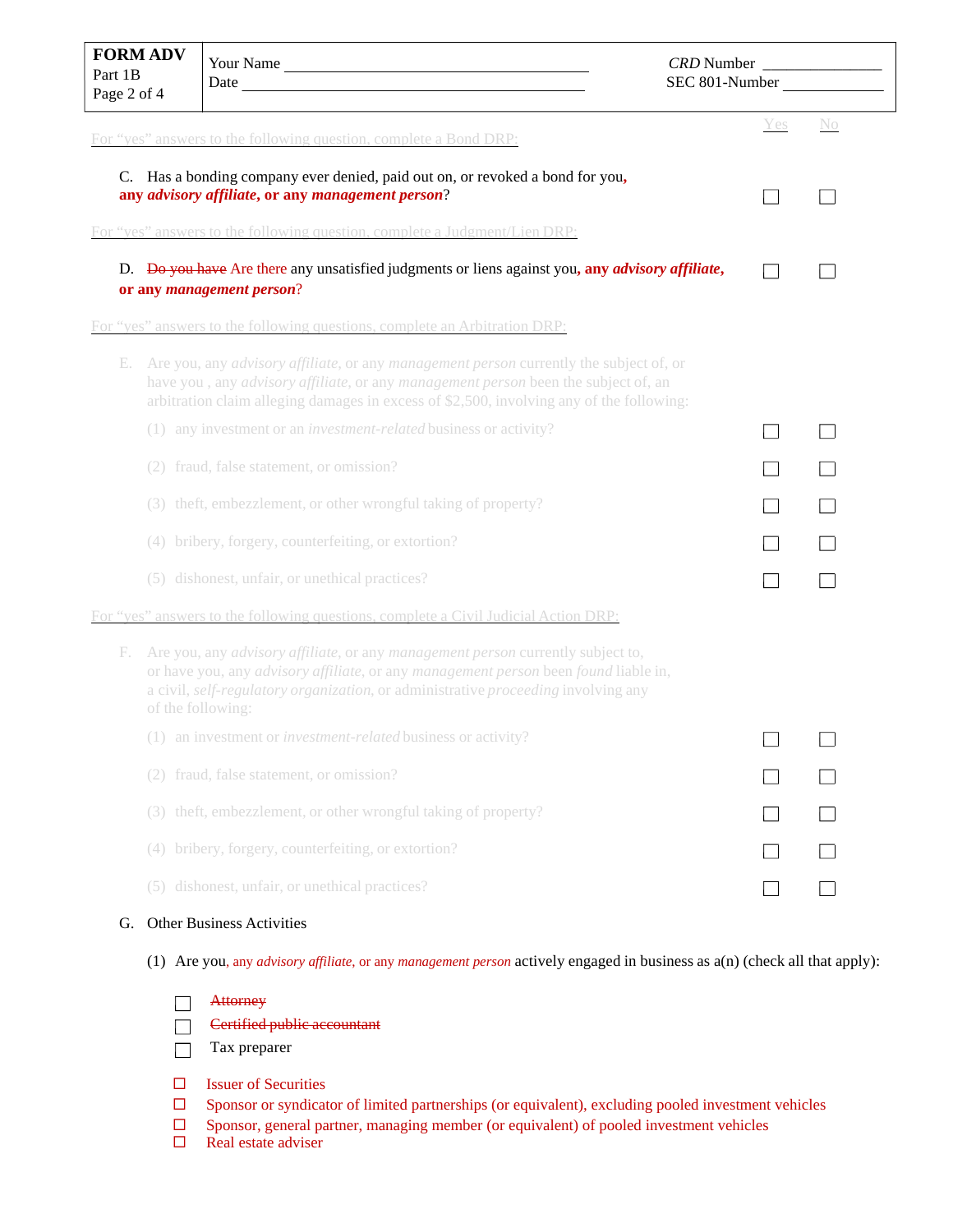| FORM ADV Part 1B | Your Name ____ Date ____ | *CRD* Number ____ SEC 801-Number ____ |
|---|---|---|

For "yes" answers to the following question, complete a Bond DRP:

| | Yes | No |
|---|---|---|
| C. Has a bonding company ever denied, paid out on, or revoked a bond for you, **any *advisory affiliate*, or any *management person***? | ☐ | ☐ |

For "yes" answers to the following question, complete a Judgment/Lien DRP:

| | Yes | No |
|---|---|---|
| D. ~~Do you have~~ Are there any unsatisfied judgments or liens against you, **any *advisory affiliate*, or any *management person***? | ☐ | ☐ |

For "yes" answers to the following questions, complete an Arbitration DRP:

E. Are you, any *advisory affiliate*, or any *management person* currently the subject of, or have you , any *advisory affiliate*, or any *management person* been the subject of, an arbitration claim alleging damages in excess of $2,500, involving any of the following:

| | Yes | No |
|---|---|---|
| (1) any investment or an *investment-related* business or activity? | ☐ | ☐ |
| (2) fraud, false statement, or omission? | ☐ | ☐ |
| (3) theft, embezzlement, or other wrongful taking of property? | ☐ | ☐ |
| (4) bribery, forgery, counterfeiting, or extortion? | ☐ | ☐ |
| (5) dishonest, unfair, or unethical practices? | ☐ | ☐ |

For "yes" answers to the following questions, complete a Civil Judicial Action DRP:

F. Are you, any *advisory affiliate*, or any *management person* currently subject to, or have you, any *advisory affiliate*, or any *management person* been *found* liable in, a civil, *self-regulatory organization*, or administrative *proceeding* involving any of the following:

| | Yes | No |
|---|---|---|
| (1) an investment or *investment-related* business or activity? | ☐ | ☐ |
| (2) fraud, false statement, or omission? | ☐ | ☐ |
| (3) theft, embezzlement, or other wrongful taking of property? | ☐ | ☐ |
| (4) bribery, forgery, counterfeiting, or extortion? | ☐ | ☐ |
| (5) dishonest, unfair, or unethical practices? | ☐ | ☐ |

G. Other Business Activities

(1) Are you, any *advisory affiliate*, or any *management person* actively engaged in business as a(n) (check all that apply):

- ☐ ~~Attorney~~
- ☐ ~~Certified public accountant~~
- ☐ Tax preparer

- ☐ Issuer of Securities
- ☐ Sponsor or syndicator of limited partnerships (or equivalent), excluding pooled investment vehicles
- ☐ Sponsor, general partner, managing member (or equivalent) of pooled investment vehicles
- ☐ Real estate adviser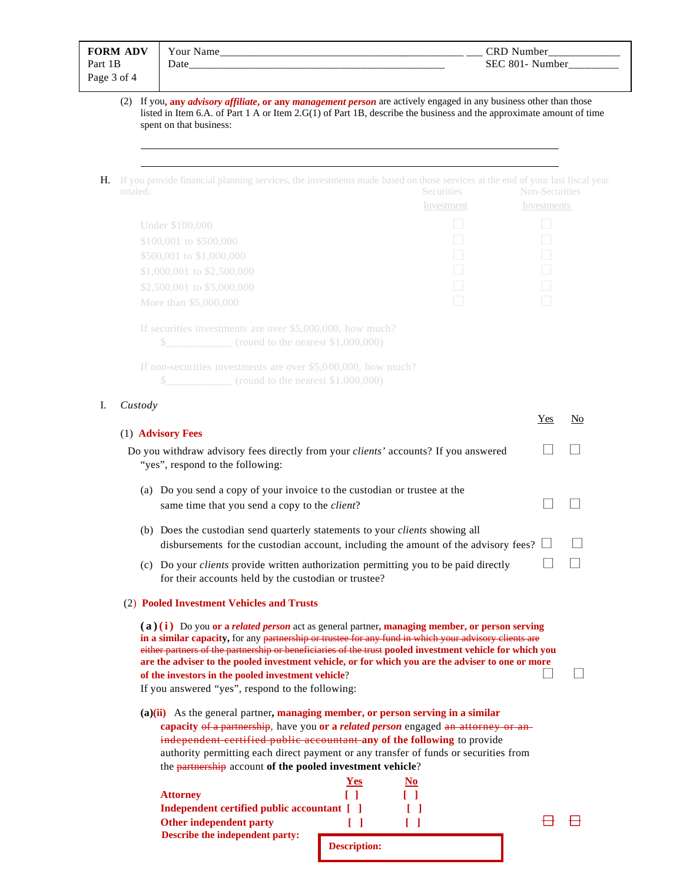| FORM ADV Part 1B | Your Name________________ Date________________ | CRD Number____________ SEC 801- Number________ |
|---|---|---|

(2) If you, **any *advisory affiliate*, or any *management person*** are actively engaged in any business other than those listed in Item 6.A. of Part 1 A or Item 2.G(1) of Part 1B, describe the business and the approximate amount of time spent on that business:

______________________________________________________________

______________________________________________________________

H. If you provide financial planning services, the investments made based on those services at the end of your last fiscal year totaled:

| | Securities Investment | Non-Securities Investments |
|---|---|---|
| Under $100,000 | ☐ | ☐ |
| $100,001 to $500,000 | ☐ | ☐ |
| $500,001 to $1,000,000 | ☐ | ☐ |
| $1,000,001 to $2,500,000 | ☐ | ☐ |
| $2,500,001 to $5,000,000 | ☐ | ☐ |
| More than $5,000,000 | ☐ | ☐ |

If securities investments are over $5,000,000, how much?
$____________ (round to the nearest $1,000,000)

If non-securities investments are over $5,000,000, how much?
$____________ (round to the nearest $1,000,000)

I. *Custody*

| | Yes | No |
|---|---|---|
| (1) **Advisory Fees** | | |
| Do you withdraw advisory fees directly from your *clients'* accounts? If you answered "yes", respond to the following: | ☐ | ☐ |
| (a) Do you send a copy of your invoice to the custodian or trustee at the same time that you send a copy to the *client*? | ☐ | ☐ |
| (b) Does the custodian send quarterly statements to your *clients* showing all disbursements for the custodian account, including the amount of the advisory fees? | ☐ | ☐ |
| (c) Do your *clients* provide written authorization permitting you to be paid directly for their accounts held by the custodian or trustee? | ☐ | ☐ |

(2) **Pooled Investment Vehicles and Trusts**

**(a)(i)** Do you **or a *related person*** act as general partner**, managing member, or person serving in a similar capacity,** for any ~~partnership or trustee for any fund in which your advisory clients are either partners of the partnership or beneficiaries of the trust~~ **pooled investment vehicle for which you are the adviser to the pooled investment vehicle, or for which you are the adviser to one or more of the investors in the pooled investment vehicle**? ☐ ☐
If you answered "yes", respond to the following:

**(a)(ii)** As the general partner**, managing member, or person serving in a similar capacity** ~~of a partnership~~, have you **or a *related person*** engaged ~~an attorney or an independent certified public accountant~~ **any of the following** to provide authority permitting each direct payment or any transfer of funds or securities from the ~~partnership~~ account **of the pooled investment vehicle**?

| | Yes | No |
|---|---|---|
| **Attorney** | [ ] | [ ] |
| **Independent certified public accountant** | [ ] | [ ] |
| **Other independent party** | [ ] | [ ] |

**Describe the independent party:** **Description:**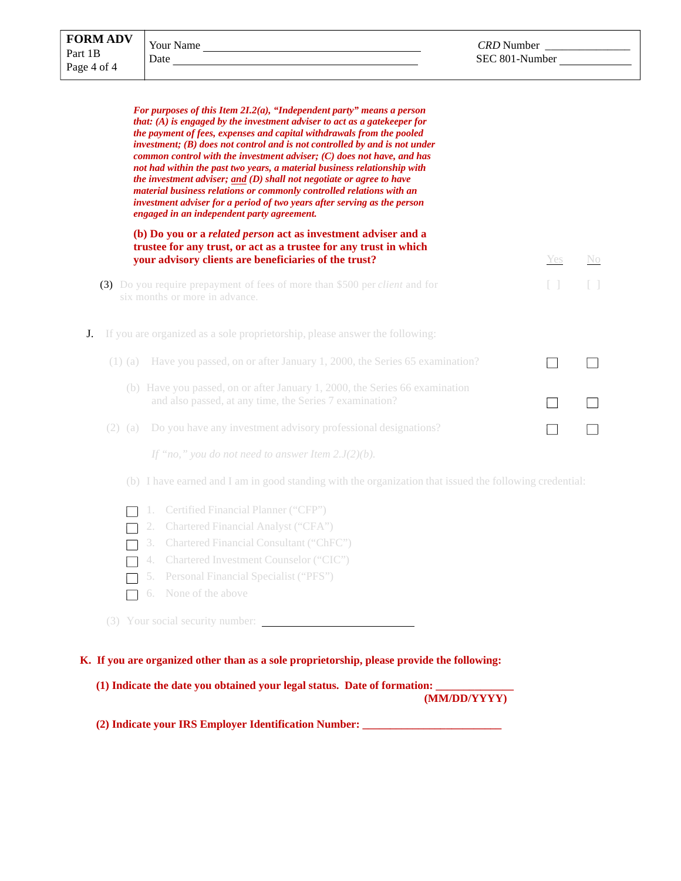| FORM ADV Part 1B | Your Name ______________________ Date ______________________ | CRD Number ______________ SEC 801-Number ______________ |
|---|---|---|

***For purposes of this Item 2I.2(a), "Independent party" means a person that: (A) is engaged by the investment adviser to act as a gatekeeper for the payment of fees, expenses and capital withdrawals from the pooled investment; (B) does not control and is not controlled by and is not under common control with the investment adviser; (C) does not have, and has not had within the past two years, a material business relationship with the investment adviser; and (D) shall not negotiate or agree to have material business relations or commonly controlled relations with an investment adviser for a period of two years after serving as the person engaged in an independent party agreement.***

**(b) Do you or a *related person* act as investment adviser and a trustee for any trust, or act as a trustee for any trust in which your advisory clients are beneficiaries of the trust?** Yes No

(3) Do you require prepayment of fees of more than $500 per *client* and for six months or more in advance. [ ] [ ]

J. If you are organized as a sole proprietorship, please answer the following:

(1) (a) Have you passed, on or after January 1, 2000, the Series 65 examination? ☐ ☐

(b) Have you passed, on or after January 1, 2000, the Series 66 examination and also passed, at any time, the Series 7 examination? ☐ ☐

(2) (a) Do you have any investment advisory professional designations? ☐ ☐

*If "no," you do not need to answer Item 2.J(2)(b).*

(b) I have earned and I am in good standing with the organization that issued the following credential:

- ☐ 1. Certified Financial Planner ("CFP")
- ☐ 2. Chartered Financial Analyst ("CFA")
- ☐ 3. Chartered Financial Consultant ("ChFC")
- ☐ 4. Chartered Investment Counselor ("CIC")
- ☐ 5. Personal Financial Specialist ("PFS")
- ☐ 6. None of the above

(3) Your social security number: ______________________

**K. If you are organized other than as a sole proprietorship, please provide the following:**

**(1) Indicate the date you obtained your legal status. Date of formation: ____________ (MM/DD/YYYY)**

**(2) Indicate your IRS Employer Identification Number: ______________________**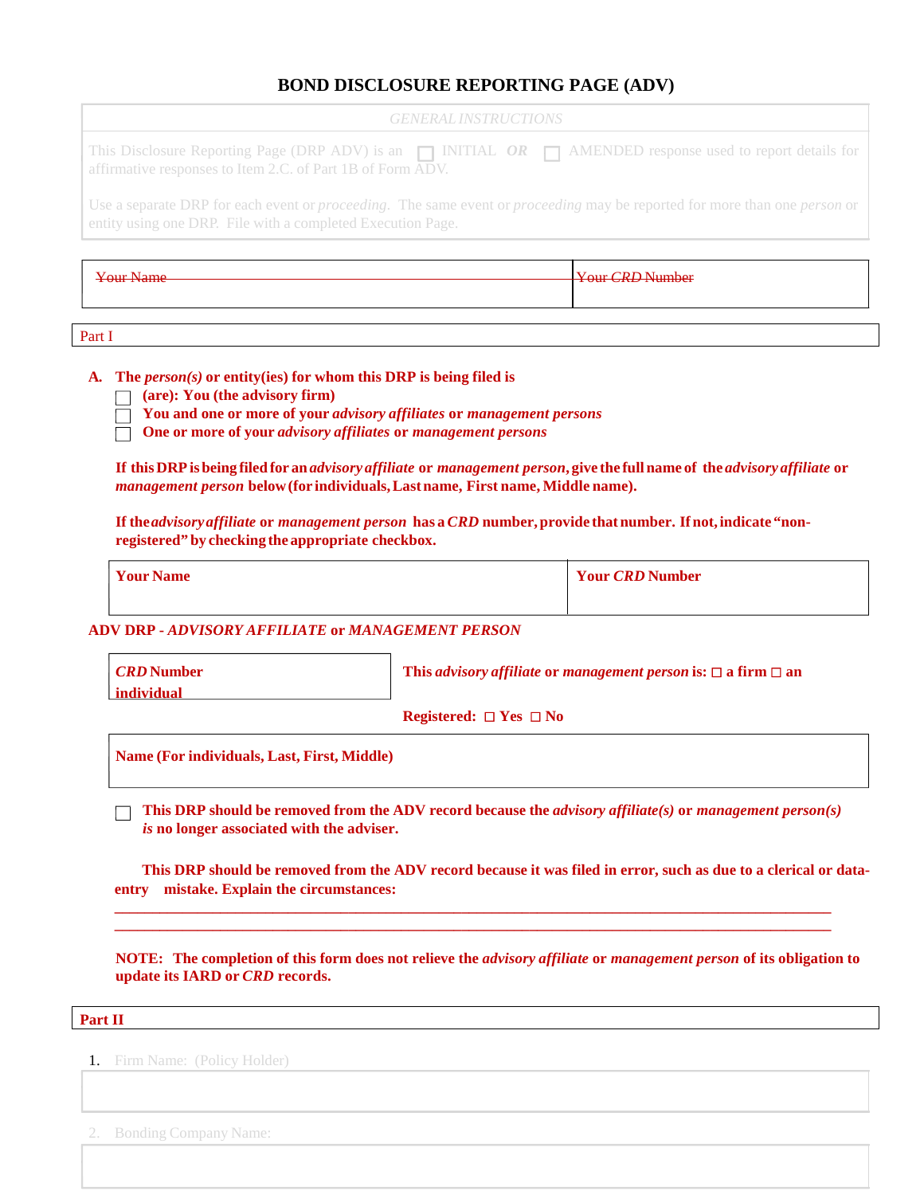# BOND DISCLOSURE REPORTING PAGE (ADV)

| GENERAL INSTRUCTIONS |
|---|
| This Disclosure Reporting Page (DRP ADV) is an ☐ INITIAL ***OR*** ☐ AMENDED response used to report details for affirmative responses to Item 2.C. of Part 1B of Form ADV. |
| Use a separate DRP for each event or *proceeding*. The same event or *proceeding* may be reported for more than one *person* or entity using one DRP. File with a completed Execution Page. |

| ~~Your Name~~ | ~~Your *CRD* Number~~ |
|---|---|
| | |

Part I

**A. The *person(s)* or entity(ies) for whom this DRP is being filed is**

☐ **(are): You (the advisory firm)**
☐ **You and one or more of your *advisory affiliates* or *management persons***
☐ **One or more of your *advisory affiliates* or *management persons***

**If this DRP is being filed for an *advisory affiliate* or *management person*, give the full name of the *advisory affiliate* or *management person* below (for individuals, Last name, First name, Middle name).**

**If the *advisory affiliate* or *management person* has a *CRD* number, provide that number. If not, indicate "non-registered" by checking the appropriate checkbox.**

| Your Name | Your *CRD* Number |
|---|---|
| | |

**ADV DRP - *ADVISORY AFFILIATE* or *MANAGEMENT PERSON***

| ***CRD* Number** | **This *advisory affiliate* or *management person* is: ☐ a firm ☐ an individual** |
|---|---|
| | **Registered: ☐ Yes ☐ No** |

| **Name (For individuals, Last, First, Middle)** |
|---|
| |

☐ **This DRP should be removed from the ADV record because the *advisory affiliate(s)* or *management person(s)* *is* no longer associated with the adviser.**

**This DRP should be removed from the ADV record because it was filed in error, such as due to a clerical or data-entry mistake. Explain the circumstances:**

\_\_\_\_\_\_\_\_\_\_\_\_\_\_\_\_\_\_\_\_\_\_\_\_\_\_\_\_\_\_\_\_\_\_\_\_\_\_\_\_\_\_\_\_\_\_\_\_\_\_\_\_\_\_\_\_\_\_\_\_\_\_\_\_\_\_\_\_\_\_\_\_\_\_\_\_\_\_

\_\_\_\_\_\_\_\_\_\_\_\_\_\_\_\_\_\_\_\_\_\_\_\_\_\_\_\_\_\_\_\_\_\_\_\_\_\_\_\_\_\_\_\_\_\_\_\_\_\_\_\_\_\_\_\_\_\_\_\_\_\_\_\_\_\_\_\_\_\_\_\_\_\_\_\_\_\_

**NOTE: The completion of this form does not relieve the *advisory affiliate* or *management person* of its obligation to update its IARD or *CRD* records.**

**Part II**

1. Firm Name: (Policy Holder)

| |
|---|
| |

2. Bonding Company Name:

| |
|---|
| |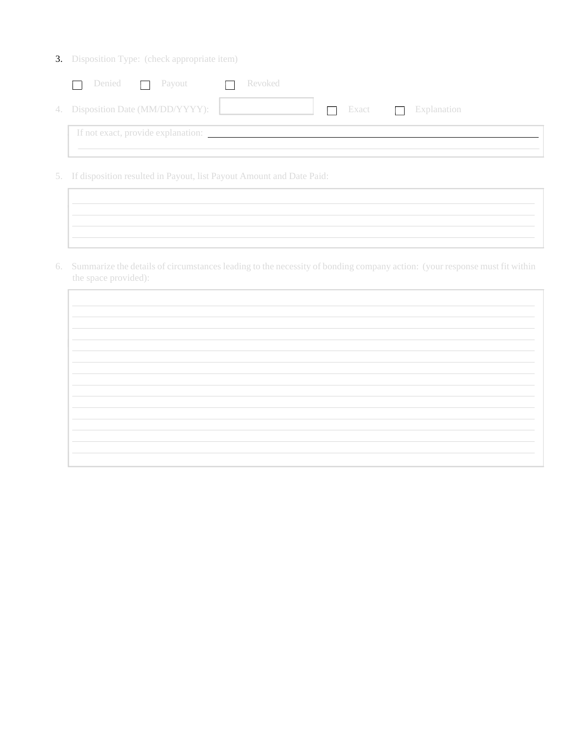3. Disposition Type: (check appropriate item)

☐ Denied ☐ Payout ☐ Revoked

4. Disposition Date (MM/DD/YYYY): ☐ Exact ☐ Explanation

If not exact, provide explanation: \_\_\_\_\_\_\_\_\_\_\_\_\_\_\_\_\_\_\_\_\_\_\_\_\_\_\_\_\_\_\_\_\_\_\_\_\_\_\_\_

5. If disposition resulted in Payout, list Payout Amount and Date Paid:

6. Summarize the details of circumstances leading to the necessity of bonding company action: (your response must fit within the space provided):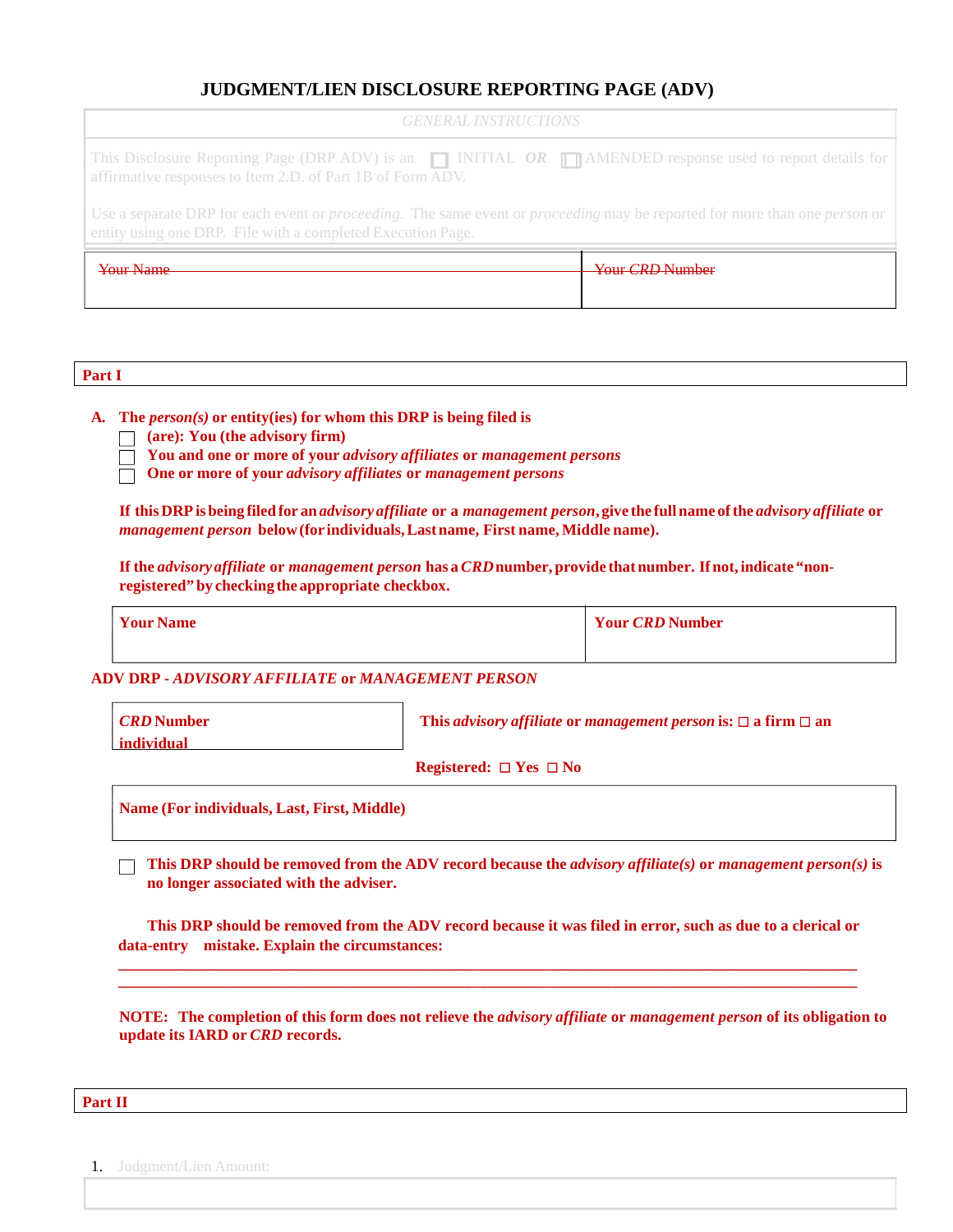# JUDGMENT/LIEN DISCLOSURE REPORTING PAGE (ADV)

| GENERAL INSTRUCTIONS |
|---|
| This Disclosure Reporting Page (DRP ADV) is an ☐ INITIAL ***OR*** ☐ AMENDED response used to report details for affirmative responses to Item 2.D. of Part 1B of Form ADV. |
| Use a separate DRP for each event or *proceeding*. The same event or *proceeding* may be reported for more than one *person* or entity using one DRP. File with a completed Execution Page. |

| ~~Your Name~~ | ~~Your *CRD* Number~~ |
|---|---|
| | |

**Part I**

**A. The *person(s)* or entity(ies) for whom this DRP is being filed is**

☐ **(are): You (the advisory firm)**
☐ **You and one or more of your *advisory affiliates* or *management persons***
☐ **One or more of your *advisory affiliates* or *management persons***

**If this DRP is being filed for an *advisory affiliate* or a *management person*, give the full name of the *advisory affiliate* or *management person* below (for individuals, Last name, First name, Middle name).**

**If the *advisory affiliate* or *management person* has a *CRD* number, provide that number. If not, indicate "non-registered" by checking the appropriate checkbox.**

| Your Name | Your *CRD* Number |
|---|---|
| | |

**ADV DRP - *ADVISORY AFFILIATE* or *MANAGEMENT PERSON***

| ***CRD* Number** |
|---|
| |

**This *advisory affiliate* or *management person* is: ☐ a firm ☐ an individual**

**Registered: ☐ Yes ☐ No**

| Name (For individuals, Last, First, Middle) |
|---|
| |

☐ **This DRP should be removed from the ADV record because the *advisory affiliate(s)* or *management person(s)* is no longer associated with the adviser.**

**This DRP should be removed from the ADV record because it was filed in error, such as due to a clerical or data-entry mistake. Explain the circumstances:**

\_\_\_\_\_\_\_\_\_\_\_\_\_\_\_\_\_\_\_\_\_\_\_\_\_\_\_\_\_\_\_\_\_\_\_\_\_\_\_\_\_\_\_\_\_\_\_\_\_\_\_\_\_\_\_\_\_\_\_\_\_\_\_\_\_\_\_\_\_\_\_\_\_\_\_\_\_\_
\_\_\_\_\_\_\_\_\_\_\_\_\_\_\_\_\_\_\_\_\_\_\_\_\_\_\_\_\_\_\_\_\_\_\_\_\_\_\_\_\_\_\_\_\_\_\_\_\_\_\_\_\_\_\_\_\_\_\_\_\_\_\_\_\_\_\_\_\_\_\_\_\_\_\_\_\_\_

**NOTE: The completion of this form does not relieve the *advisory affiliate* or *management person* of its obligation to update its IARD or *CRD* records.**

**Part II**

1. Judgment/Lien Amount:

| |
|---|
| |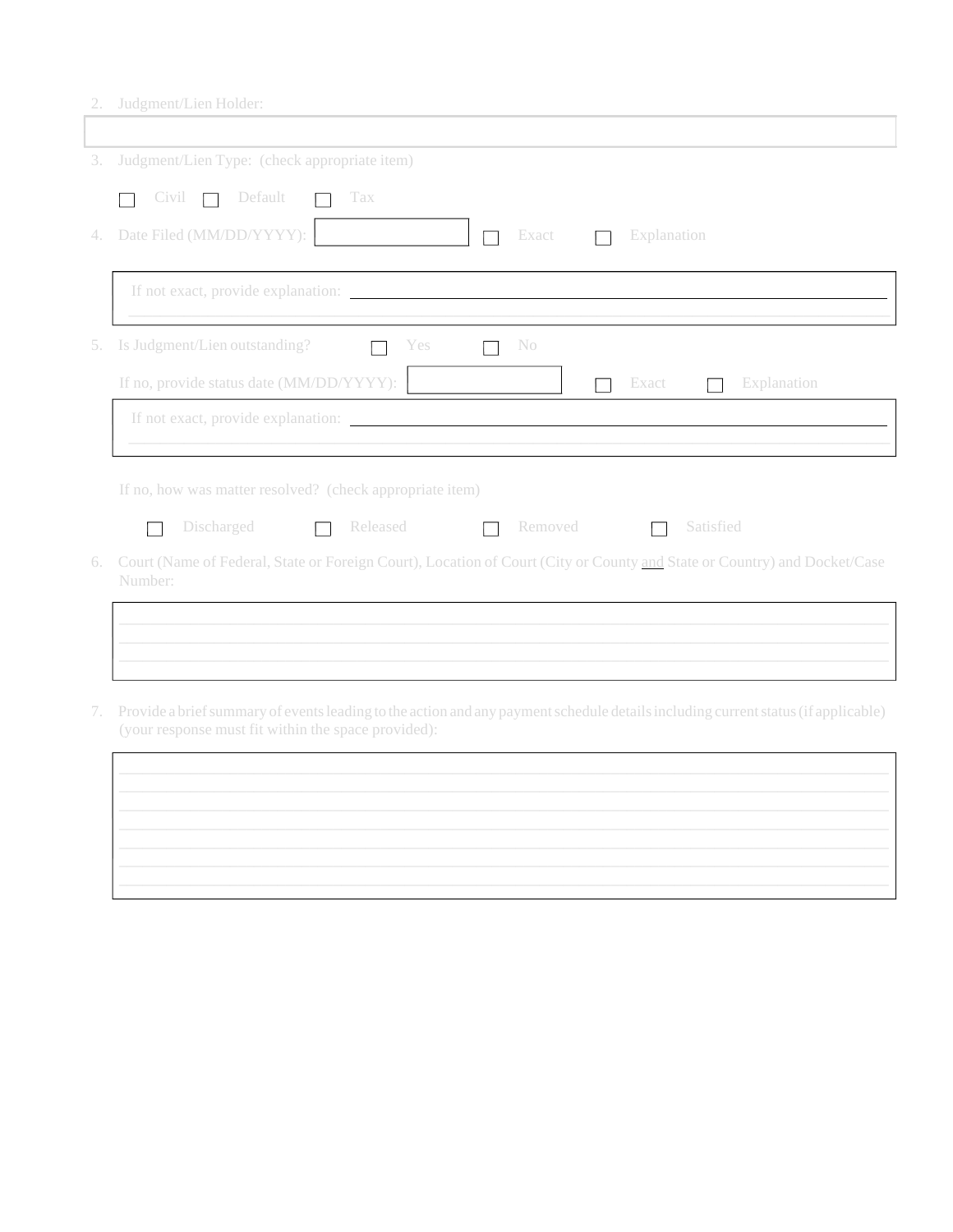2. Judgment/Lien Holder:

3. Judgment/Lien Type: (check appropriate item)

☐ Civil ☐ Default ☐ Tax

4. Date Filed (MM/DD/YYYY): ☐ Exact ☐ Explanation

If not exact, provide explanation:

5. Is Judgment/Lien outstanding? ☐ Yes ☐ No

If no, provide status date (MM/DD/YYYY): ☐ Exact ☐ Explanation

If not exact, provide explanation:

If no, how was matter resolved? (check appropriate item)

☐ Discharged ☐ Released ☐ Removed ☐ Satisfied

6. Court (Name of Federal, State or Foreign Court), Location of Court (City or County and State or Country) and Docket/Case Number:

7. Provide a brief summary of events leading to the action and any payment schedule details including current status (if applicable) (your response must fit within the space provided):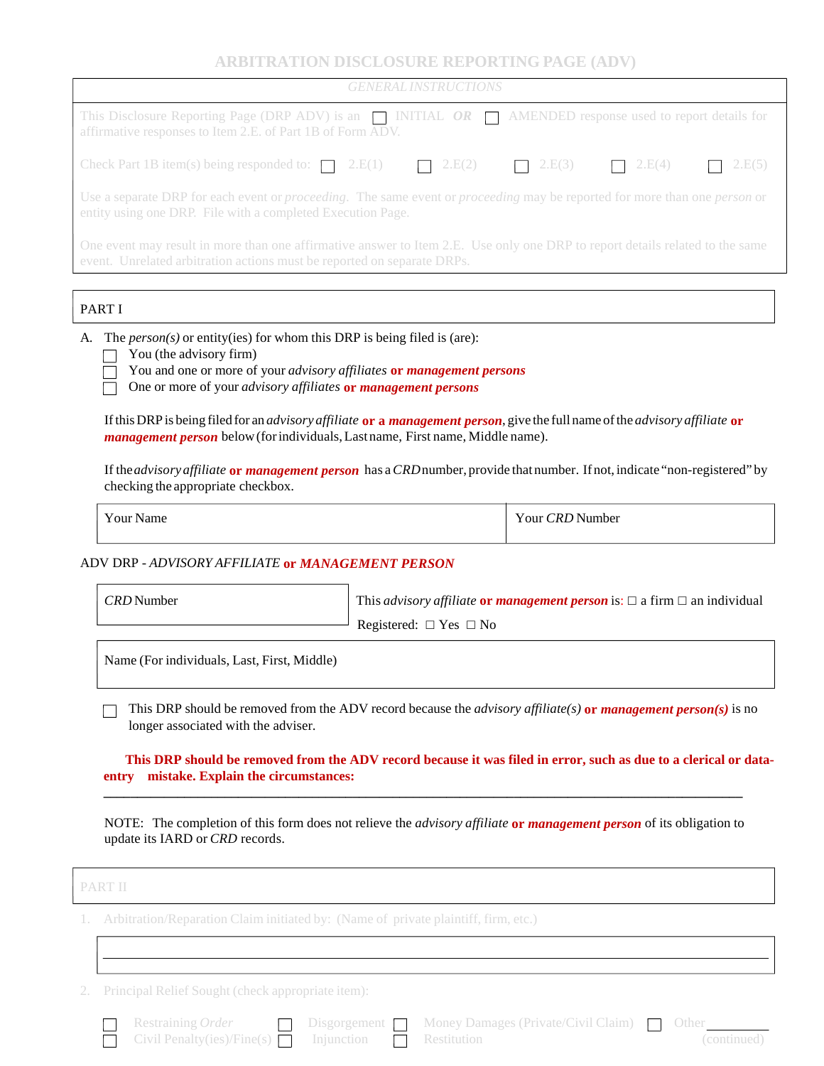# ARBITRATION DISCLOSURE REPORTING PAGE (ADV)

*GENERAL INSTRUCTIONS*

This Disclosure Reporting Page (DRP ADV) is an ☐ INITIAL ***OR*** ☐ AMENDED response used to report details for affirmative responses to Item 2.E. of Part 1B of Form ADV.

Check Part 1B item(s) being responded to: ☐ 2.E(1) ☐ 2.E(2) ☐ 2.E(3) ☐ 2.E(4) ☐ 2.E(5)

Use a separate DRP for each event or *proceeding*. The same event or *proceeding* may be reported for more than one *person* or entity using one DRP. File with a completed Execution Page.

One event may result in more than one affirmative answer to Item 2.E. Use only one DRP to report details related to the same event. Unrelated arbitration actions must be reported on separate DRPs.

## PART I

A. The *person(s)* or entity(ies) for whom this DRP is being filed is (are):

☐ You (the advisory firm)
☐ You and one or more of your *advisory affiliates* **or *management persons***
☐ One or more of your *advisory affiliates* **or *management persons***

If this DRP is being filed for an *advisory affiliate* **or a *management person***, give the full name of the *advisory affiliate* **or *management person*** below (for individuals, Last name, First name, Middle name).

If the *advisory affiliate* **or *management person*** has a *CRD* number, provide that number. If not, indicate "non-registered" by checking the appropriate checkbox.

| Your Name | Your *CRD* Number |
|---|---|
| | |

ADV DRP - *ADVISORY AFFILIATE* **or *MANAGEMENT PERSON***

| *CRD* Number | This *advisory affiliate* **or *management person*** is: ☐ a firm ☐ an individual<br>Registered: ☐ Yes ☐ No |
|---|---|
| | |

| Name (For individuals, Last, First, Middle) |
|---|
| |

☐ This DRP should be removed from the ADV record because the *advisory affiliate(s)* **or *management person(s)*** is no longer associated with the adviser.

**This DRP should be removed from the ADV record because it was filed in error, such as due to a clerical or data-entry mistake. Explain the circumstances:**

\_\_\_\_\_\_\_\_\_\_\_\_\_\_\_\_\_\_\_\_\_\_\_\_\_\_\_\_\_\_\_\_\_\_\_\_\_\_\_\_\_\_\_\_\_\_\_\_\_\_\_\_\_\_\_\_\_\_\_\_\_\_\_\_\_\_\_\_\_\_\_\_\_\_\_\_\_\_\_\_\_\_\_\_\_\_\_\_

NOTE: The completion of this form does not relieve the *advisory affiliate* **or *management person*** of its obligation to update its IARD or *CRD* records.

## PART II

1. Arbitration/Reparation Claim initiated by: (Name of private plaintiff, firm, etc.)

\_\_\_\_\_\_\_\_\_\_\_\_\_\_\_\_\_\_\_\_\_\_\_\_\_\_\_\_\_\_\_\_\_\_\_\_\_\_\_\_\_\_\_\_\_\_\_\_\_\_\_\_\_\_\_\_\_\_\_\_\_\_\_\_\_\_\_\_\_\_\_\_\_\_\_\_\_\_\_\_\_\_\_\_\_\_\_\_

2. Principal Relief Sought (check appropriate item):

☐ Restraining *Order* ☐ Disgorgement ☐ Money Damages (Private/Civil Claim) ☐ Other\_\_\_\_\_\_\_\_\_
☐ Civil Penalty(ies)/Fine(s) ☐ Injunction ☐ Restitution

(continued)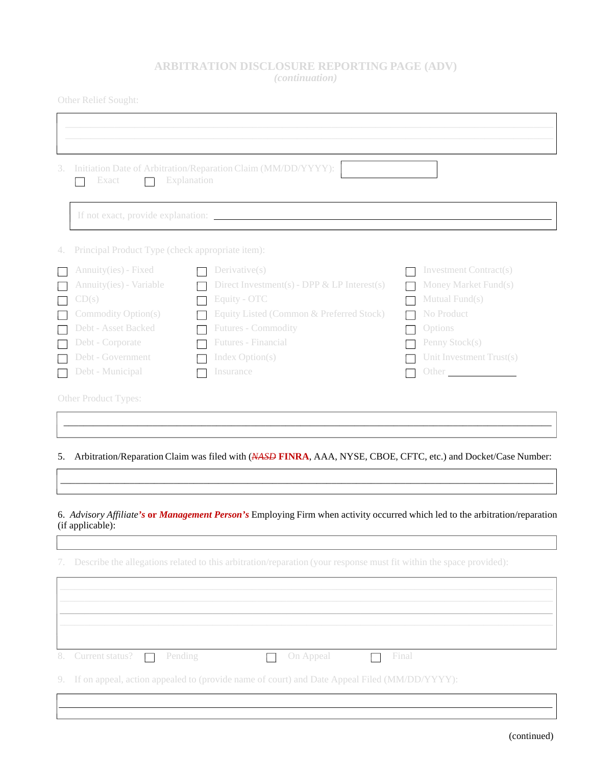## ARBITRATION DISCLOSURE REPORTING PAGE (ADV)
*(continuation)*

Other Relief Sought:

3. Initiation Date of Arbitration/Reparation Claim (MM/DD/YYYY):

☐ Exact ☐ Explanation

If not exact, provide explanation: ______

4. Principal Product Type (check appropriate item):

| | | |
|---|---|---|
| ☐ Annuity(ies) - Fixed | ☐ Derivative(s) | ☐ Investment Contract(s) |
| ☐ Annuity(ies) - Variable | ☐ Direct Investment(s) - DPP & LP Interest(s) | ☐ Money Market Fund(s) |
| ☐ CD(s) | ☐ Equity - OTC | ☐ Mutual Fund(s) |
| ☐ Commodity Option(s) | ☐ Equity Listed (Common & Preferred Stock) | ☐ No Product |
| ☐ Debt - Asset Backed | ☐ Futures - Commodity | ☐ Options |
| ☐ Debt - Corporate | ☐ Futures - Financial | ☐ Penny Stock(s) |
| ☐ Debt - Government | ☐ Index Option(s) | ☐ Unit Investment Trust(s) |
| ☐ Debt - Municipal | ☐ Insurance | ☐ Other ______ |

Other Product Types:

5. Arbitration/Reparation Claim was filed with (~~*NASD*~~ **FINRA**, AAA, NYSE, CBOE, CFTC, etc.) and Docket/Case Number:

6. ***Advisory Affiliate's* or *Management Person's*** Employing Firm when activity occurred which led to the arbitration/reparation (if applicable):

7. Describe the allegations related to this arbitration/reparation (your response must fit within the space provided):

8. Current status? ☐ Pending ☐ On Appeal ☐ Final

9. If on appeal, action appealed to (provide name of court) and Date Appeal Filed (MM/DD/YYYY):

(continued)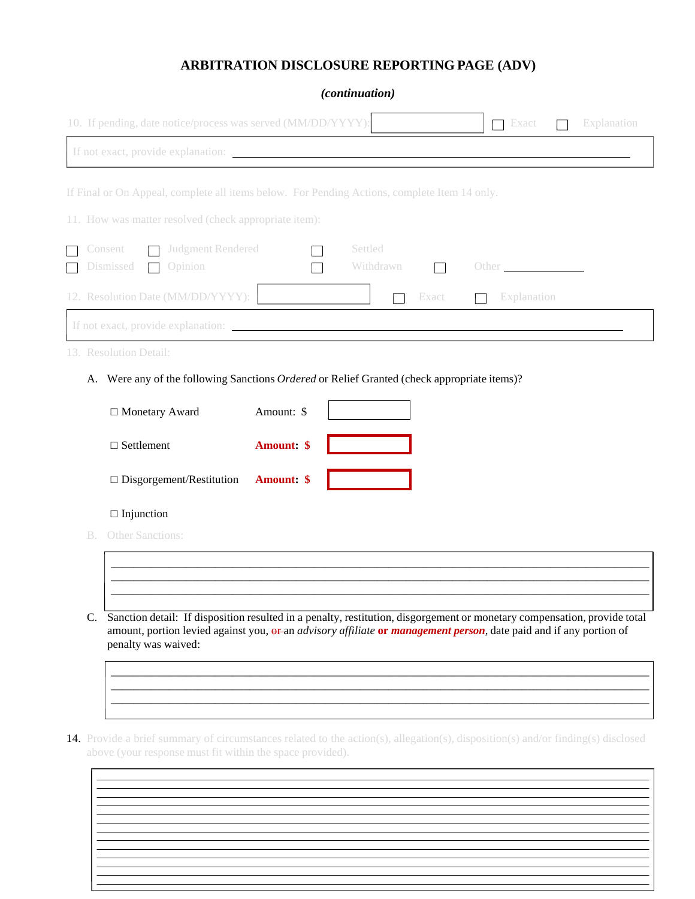# ARBITRATION DISCLOSURE REPORTING PAGE (ADV)

***(continuation)***

10. If pending, date notice/process was served (MM/DD/YYYY): ________ ☐ Exact ☐ Explanation

If not exact, provide explanation: ____________________________________________

If Final or On Appeal, complete all items below. For Pending Actions, complete Item 14 only.

11. How was matter resolved (check appropriate item):

☐ Consent ☐ Judgment Rendered ☐ Settled
☐ Dismissed ☐ Opinion ☐ Withdrawn ☐ Other ____________

12. Resolution Date (MM/DD/YYYY): ________ ☐ Exact ☐ Explanation

If not exact, provide explanation: ____________________________________________

13. Resolution Detail:

A. Were any of the following Sanctions *Ordered* or Relief Granted (check appropriate items)?

☐ Monetary Award Amount: $ ________

☐ Settlement **Amount: $** ________

☐ Disgorgement/Restitution **Amount: $** ________

☐ Injunction

B. Other Sanctions:

_______________________________________________
_______________________________________________
_______________________________________________

C. Sanction detail: If disposition resulted in a penalty, restitution, disgorgement or monetary compensation, provide total amount, portion levied against you, ~~or~~ an *advisory affiliate* **or *management person***, date paid and if any portion of penalty was waived:

_______________________________________________
_______________________________________________
_______________________________________________

14. Provide a brief summary of circumstances related to the action(s), allegation(s), disposition(s) and/or finding(s) disclosed above (your response must fit within the space provided).

_______________________________________________
_______________________________________________
_______________________________________________
_______________________________________________
_______________________________________________
_______________________________________________
_______________________________________________
_______________________________________________
_______________________________________________
_______________________________________________
_______________________________________________
_______________________________________________